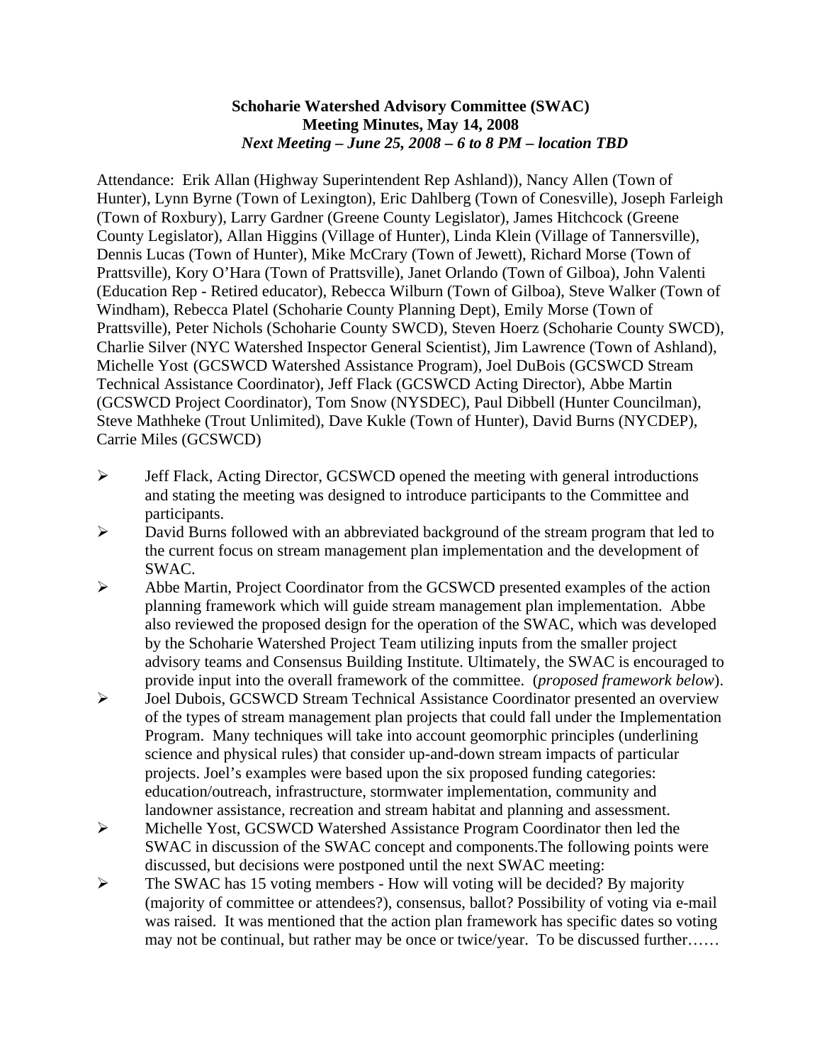**Schoharie Watershed Advisory Committee (SWAC)**
**Meeting Minutes, May 14, 2008**
***Next Meeting – June 25, 2008 – 6 to 8 PM – location TBD***

Attendance: Erik Allan (Highway Superintendent Rep Ashland)), Nancy Allen (Town of Hunter), Lynn Byrne (Town of Lexington), Eric Dahlberg (Town of Conesville), Joseph Farleigh (Town of Roxbury), Larry Gardner (Greene County Legislator), James Hitchcock (Greene County Legislator), Allan Higgins (Village of Hunter), Linda Klein (Village of Tannersville), Dennis Lucas (Town of Hunter), Mike McCrary (Town of Jewett), Richard Morse (Town of Prattsville), Kory O'Hara (Town of Prattsville), Janet Orlando (Town of Gilboa), John Valenti (Education Rep - Retired educator), Rebecca Wilburn (Town of Gilboa), Steve Walker (Town of Windham), Rebecca Platel (Schoharie County Planning Dept), Emily Morse (Town of Prattsville), Peter Nichols (Schoharie County SWCD), Steven Hoerz (Schoharie County SWCD), Charlie Silver (NYC Watershed Inspector General Scientist), Jim Lawrence (Town of Ashland), Michelle Yost (GCSWCD Watershed Assistance Program), Joel DuBois (GCSWCD Stream Technical Assistance Coordinator), Jeff Flack (GCSWCD Acting Director), Abbe Martin (GCSWCD Project Coordinator), Tom Snow (NYSDEC), Paul Dibbell (Hunter Councilman), Steve Mathheke (Trout Unlimited), Dave Kukle (Town of Hunter), David Burns (NYCDEP), Carrie Miles (GCSWCD)

- Jeff Flack, Acting Director, GCSWCD opened the meeting with general introductions and stating the meeting was designed to introduce participants to the Committee and participants.
- David Burns followed with an abbreviated background of the stream program that led to the current focus on stream management plan implementation and the development of SWAC.
- Abbe Martin, Project Coordinator from the GCSWCD presented examples of the action planning framework which will guide stream management plan implementation. Abbe also reviewed the proposed design for the operation of the SWAC, which was developed by the Schoharie Watershed Project Team utilizing inputs from the smaller project advisory teams and Consensus Building Institute. Ultimately, the SWAC is encouraged to provide input into the overall framework of the committee. (*proposed framework below*).
- Joel Dubois, GCSWCD Stream Technical Assistance Coordinator presented an overview of the types of stream management plan projects that could fall under the Implementation Program. Many techniques will take into account geomorphic principles (underlining science and physical rules) that consider up-and-down stream impacts of particular projects. Joel's examples were based upon the six proposed funding categories: education/outreach, infrastructure, stormwater implementation, community and landowner assistance, recreation and stream habitat and planning and assessment.
- Michelle Yost, GCSWCD Watershed Assistance Program Coordinator then led the SWAC in discussion of the SWAC concept and components.The following points were discussed, but decisions were postponed until the next SWAC meeting:
- The SWAC has 15 voting members - How will voting will be decided? By majority (majority of committee or attendees?), consensus, ballot? Possibility of voting via e-mail was raised. It was mentioned that the action plan framework has specific dates so voting may not be continual, but rather may be once or twice/year. To be discussed further……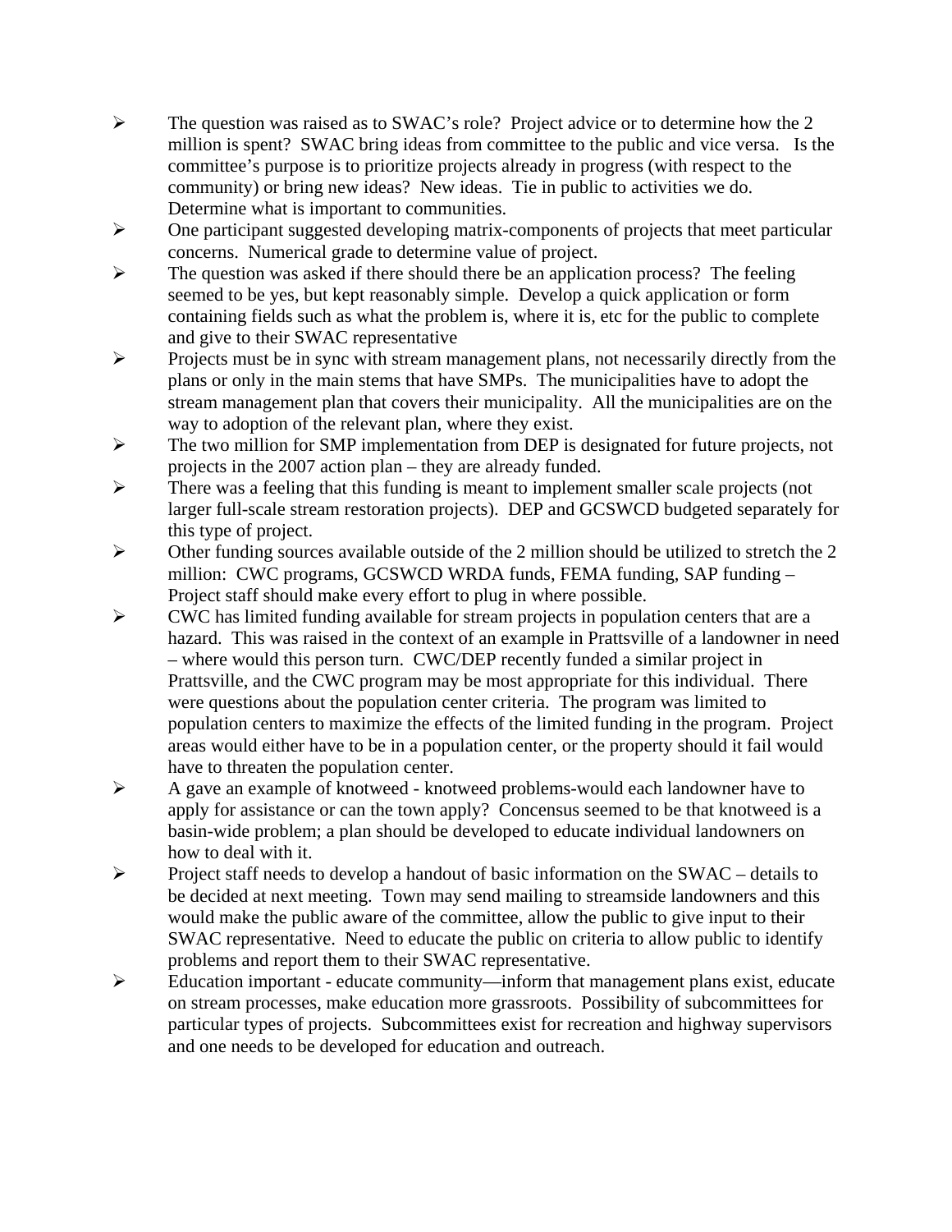- The question was raised as to SWAC's role? Project advice or to determine how the 2 million is spent? SWAC bring ideas from committee to the public and vice versa. Is the committee's purpose is to prioritize projects already in progress (with respect to the community) or bring new ideas? New ideas. Tie in public to activities we do. Determine what is important to communities.
- One participant suggested developing matrix-components of projects that meet particular concerns. Numerical grade to determine value of project.
- The question was asked if there should there be an application process? The feeling seemed to be yes, but kept reasonably simple. Develop a quick application or form containing fields such as what the problem is, where it is, etc for the public to complete and give to their SWAC representative
- Projects must be in sync with stream management plans, not necessarily directly from the plans or only in the main stems that have SMPs. The municipalities have to adopt the stream management plan that covers their municipality. All the municipalities are on the way to adoption of the relevant plan, where they exist.
- The two million for SMP implementation from DEP is designated for future projects, not projects in the 2007 action plan – they are already funded.
- There was a feeling that this funding is meant to implement smaller scale projects (not larger full-scale stream restoration projects). DEP and GCSWCD budgeted separately for this type of project.
- Other funding sources available outside of the 2 million should be utilized to stretch the 2 million: CWC programs, GCSWCD WRDA funds, FEMA funding, SAP funding – Project staff should make every effort to plug in where possible.
- CWC has limited funding available for stream projects in population centers that are a hazard. This was raised in the context of an example in Prattsville of a landowner in need – where would this person turn. CWC/DEP recently funded a similar project in Prattsville, and the CWC program may be most appropriate for this individual. There were questions about the population center criteria. The program was limited to population centers to maximize the effects of the limited funding in the program. Project areas would either have to be in a population center, or the property should it fail would have to threaten the population center.
- A gave an example of knotweed - knotweed problems-would each landowner have to apply for assistance or can the town apply? Concensus seemed to be that knotweed is a basin-wide problem; a plan should be developed to educate individual landowners on how to deal with it.
- Project staff needs to develop a handout of basic information on the SWAC – details to be decided at next meeting. Town may send mailing to streamside landowners and this would make the public aware of the committee, allow the public to give input to their SWAC representative. Need to educate the public on criteria to allow public to identify problems and report them to their SWAC representative.
- Education important - educate community—inform that management plans exist, educate on stream processes, make education more grassroots. Possibility of subcommittees for particular types of projects. Subcommittees exist for recreation and highway supervisors and one needs to be developed for education and outreach.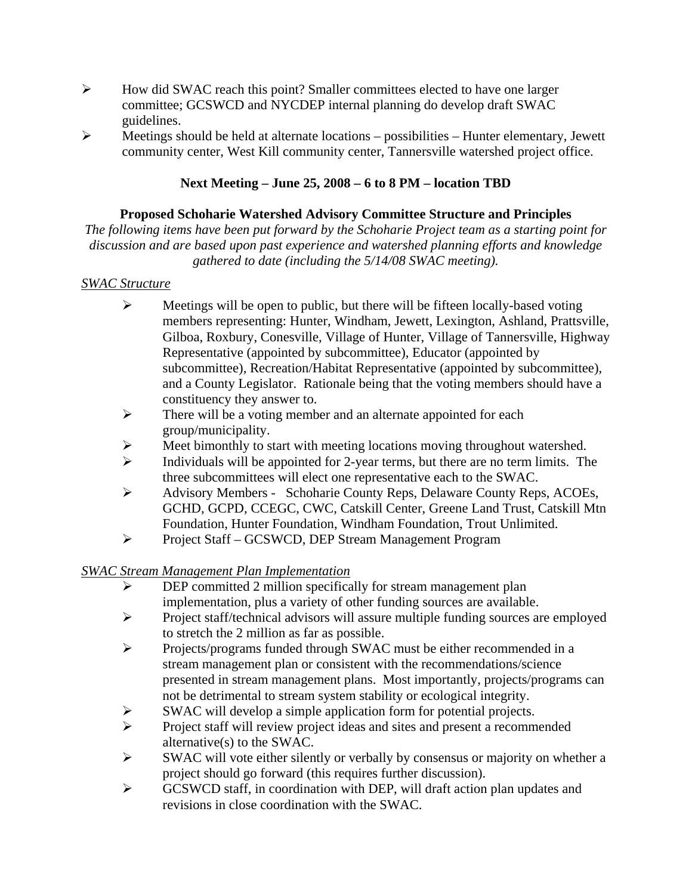- How did SWAC reach this point? Smaller committees elected to have one larger committee; GCSWCD and NYCDEP internal planning do develop draft SWAC guidelines.
- Meetings should be held at alternate locations – possibilities – Hunter elementary, Jewett community center, West Kill community center, Tannersville watershed project office.

**Next Meeting – June 25, 2008 – 6 to 8 PM – location TBD**

**Proposed Schoharie Watershed Advisory Committee Structure and Principles**

*The following items have been put forward by the Schoharie Project team as a starting point for discussion and are based upon past experience and watershed planning efforts and knowledge gathered to date (including the 5/14/08 SWAC meeting).*

<u>SWAC Structure</u>

- Meetings will be open to public, but there will be fifteen locally-based voting members representing: Hunter, Windham, Jewett, Lexington, Ashland, Prattsville, Gilboa, Roxbury, Conesville, Village of Hunter, Village of Tannersville, Highway Representative (appointed by subcommittee), Educator (appointed by subcommittee), Recreation/Habitat Representative (appointed by subcommittee), and a County Legislator. Rationale being that the voting members should have a constituency they answer to.
- There will be a voting member and an alternate appointed for each group/municipality.
- Meet bimonthly to start with meeting locations moving throughout watershed.
- Individuals will be appointed for 2-year terms, but there are no term limits. The three subcommittees will elect one representative each to the SWAC.
- Advisory Members - Schoharie County Reps, Delaware County Reps, ACOEs, GCHD, GCPD, CCEGC, CWC, Catskill Center, Greene Land Trust, Catskill Mtn Foundation, Hunter Foundation, Windham Foundation, Trout Unlimited.
- Project Staff – GCSWCD, DEP Stream Management Program

<u>SWAC Stream Management Plan Implementation</u>

- DEP committed 2 million specifically for stream management plan implementation, plus a variety of other funding sources are available.
- Project staff/technical advisors will assure multiple funding sources are employed to stretch the 2 million as far as possible.
- Projects/programs funded through SWAC must be either recommended in a stream management plan or consistent with the recommendations/science presented in stream management plans. Most importantly, projects/programs can not be detrimental to stream system stability or ecological integrity.
- SWAC will develop a simple application form for potential projects.
- Project staff will review project ideas and sites and present a recommended alternative(s) to the SWAC.
- SWAC will vote either silently or verbally by consensus or majority on whether a project should go forward (this requires further discussion).
- GCSWCD staff, in coordination with DEP, will draft action plan updates and revisions in close coordination with the SWAC.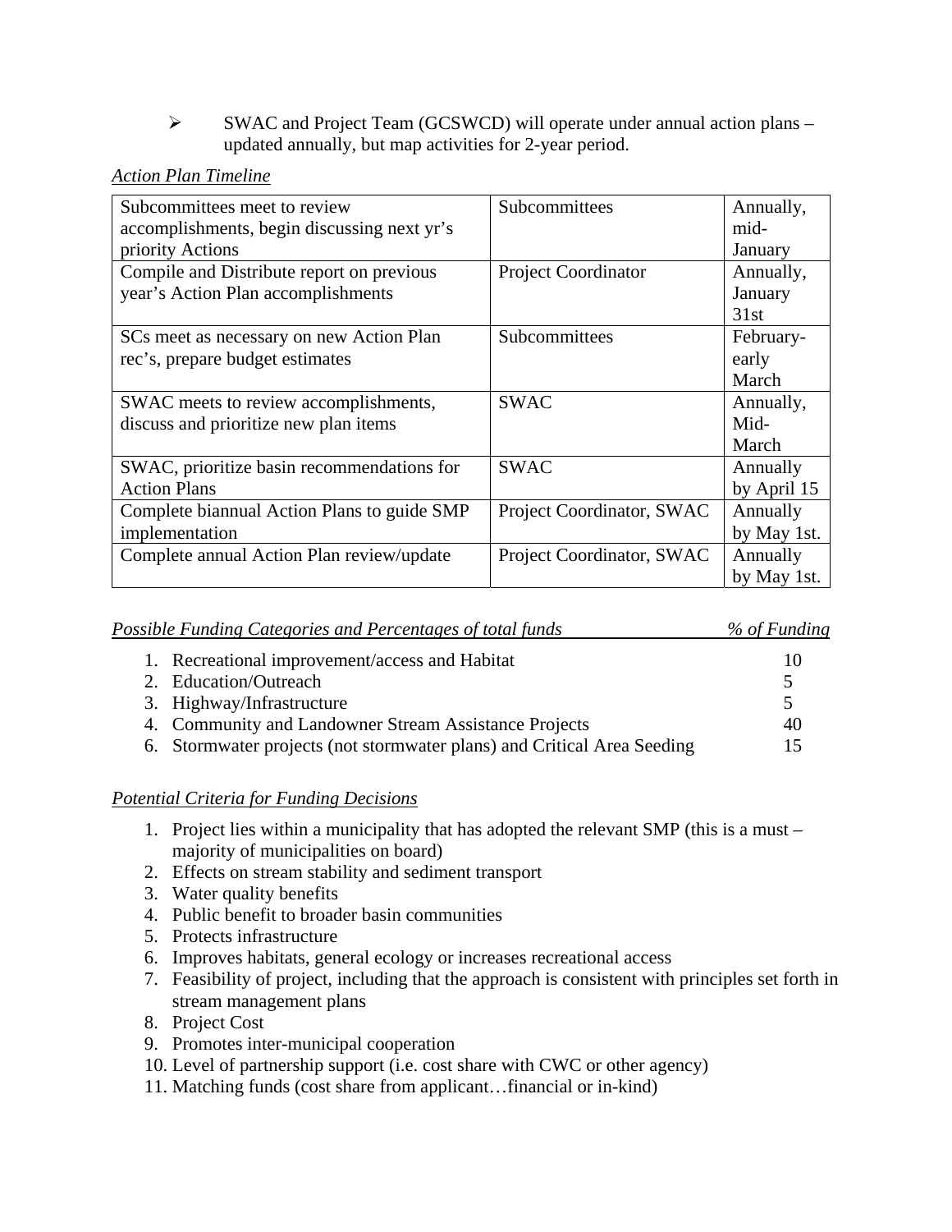- SWAC and Project Team (GCSWCD) will operate under annual action plans – updated annually, but map activities for 2-year period.

*Action Plan Timeline*

| | | |
|---|---|---|
| Subcommittees meet to review accomplishments, begin discussing next yr's priority Actions | Subcommittees | Annually, mid-January |
| Compile and Distribute report on previous year's Action Plan accomplishments | Project Coordinator | Annually, January 31st |
| SCs meet as necessary on new Action Plan rec's, prepare budget estimates | Subcommittees | February-early March |
| SWAC meets to review accomplishments, discuss and prioritize new plan items | SWAC | Annually, Mid-March |
| SWAC, prioritize basin recommendations for Action Plans | SWAC | Annually by April 15 |
| Complete biannual Action Plans to guide SMP implementation | Project Coordinator, SWAC | Annually by May 1st. |
| Complete annual Action Plan review/update | Project Coordinator, SWAC | Annually by May 1st. |

| *Possible Funding Categories and Percentages of total funds* | *% of Funding* |
|---|---|
| 1. Recreational improvement/access and Habitat | 10 |
| 2. Education/Outreach | 5 |
| 3. Highway/Infrastructure | 5 |
| 4. Community and Landowner Stream Assistance Projects | 40 |
| 6. Stormwater projects (not stormwater plans) and Critical Area Seeding | 15 |

*Potential Criteria for Funding Decisions*

1. Project lies within a municipality that has adopted the relevant SMP (this is a must – majority of municipalities on board)
2. Effects on stream stability and sediment transport
3. Water quality benefits
4. Public benefit to broader basin communities
5. Protects infrastructure
6. Improves habitats, general ecology or increases recreational access
7. Feasibility of project, including that the approach is consistent with principles set forth in stream management plans
8. Project Cost
9. Promotes inter-municipal cooperation
10. Level of partnership support (i.e. cost share with CWC or other agency)
11. Matching funds (cost share from applicant…financial or in-kind)